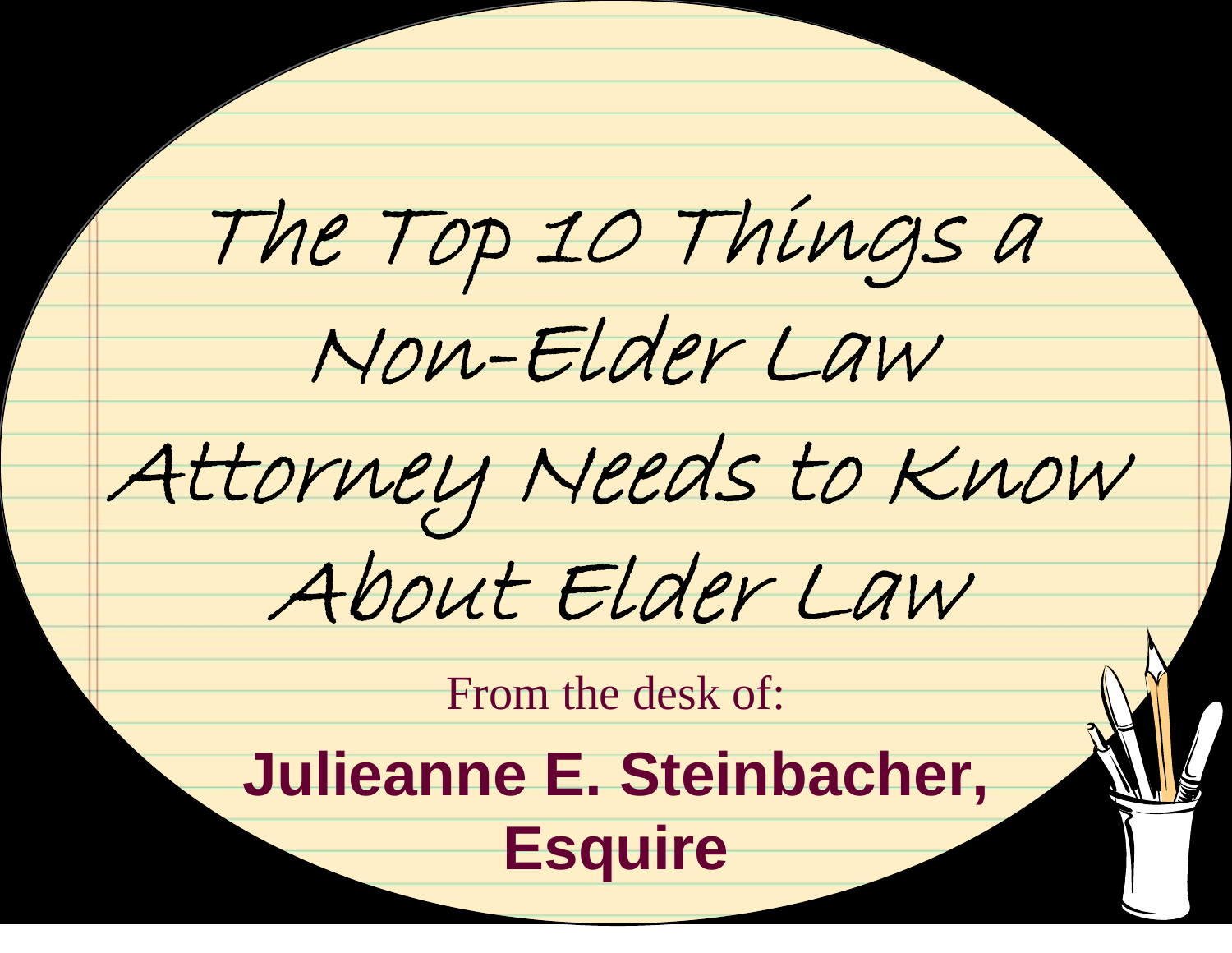# The Top 10 Things a Non-Elder Law Attorney Needs to Know About Elder Law

From the desk of:

**Julieanne E. Steinbacher, Esquire**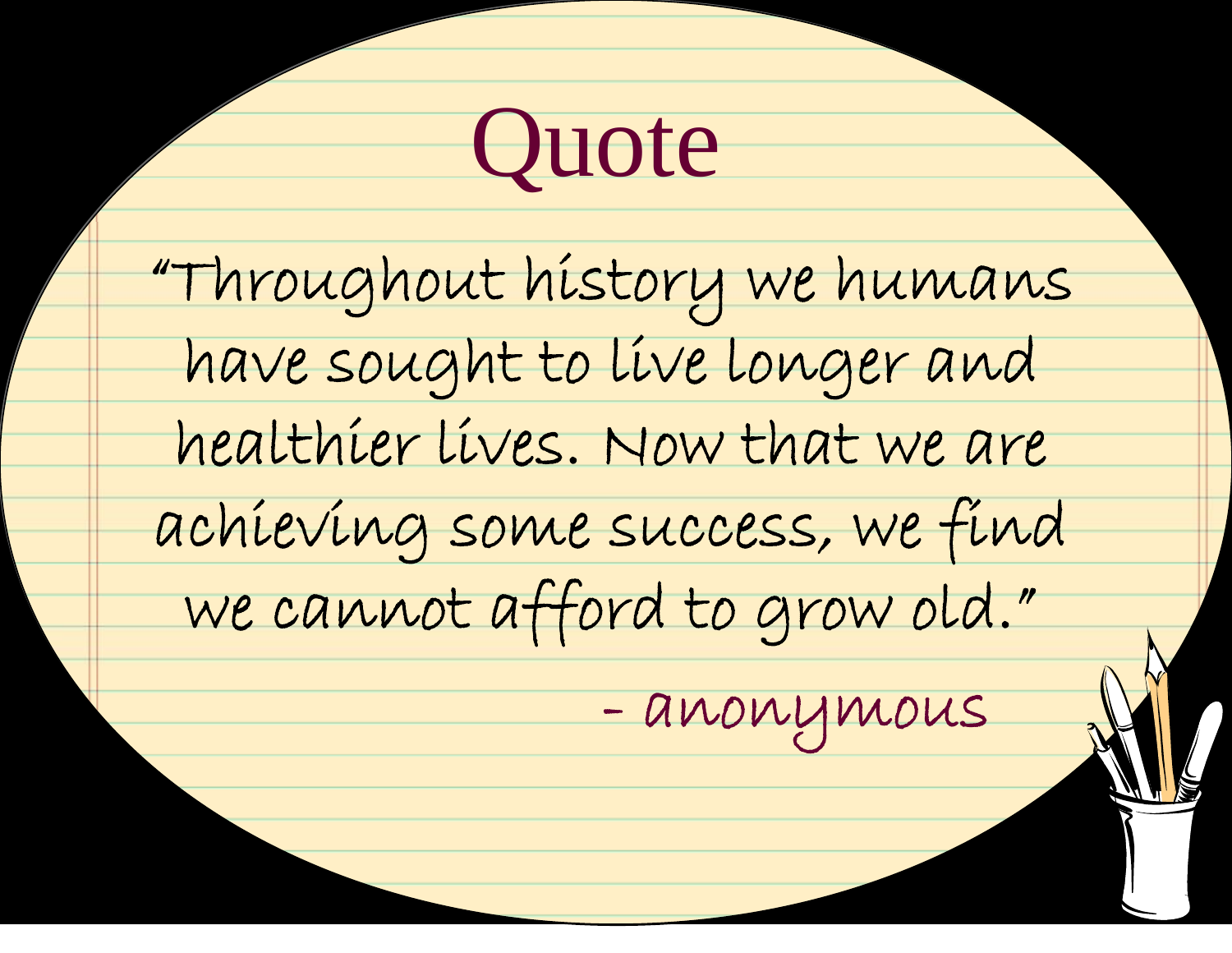# Quote

"Throughout history we humans have sought to live longer and healthier lives. Now that we are achieving some success, we find we cannot afford to grow old."

- anonymous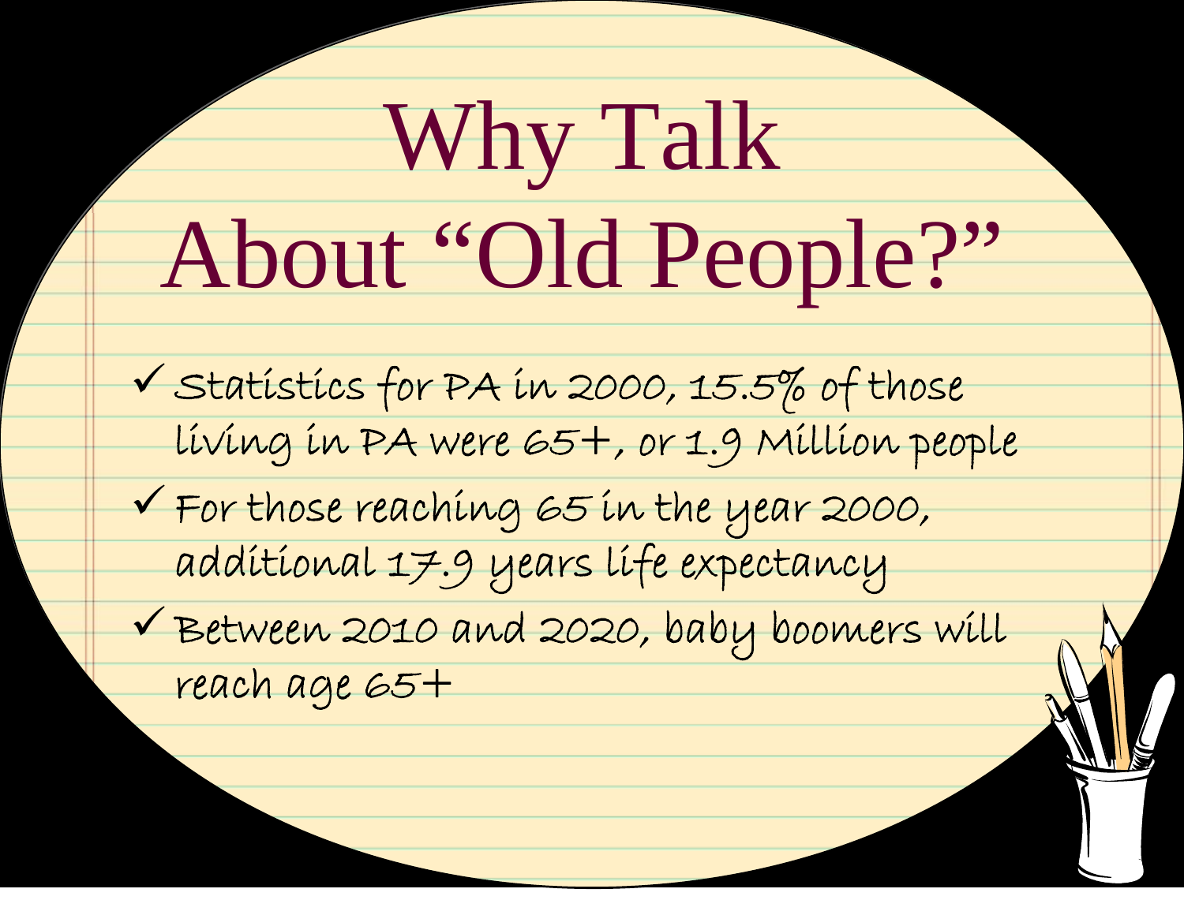# Why Talk About "Old People?"

- Statistics for PA in 2000, 15.5% of those living in PA were 65+, or 1.9 Million people
- For those reaching 65 in the year 2000, additional 17.9 years life expectancy
- Between 2010 and 2020, baby boomers will reach age 65+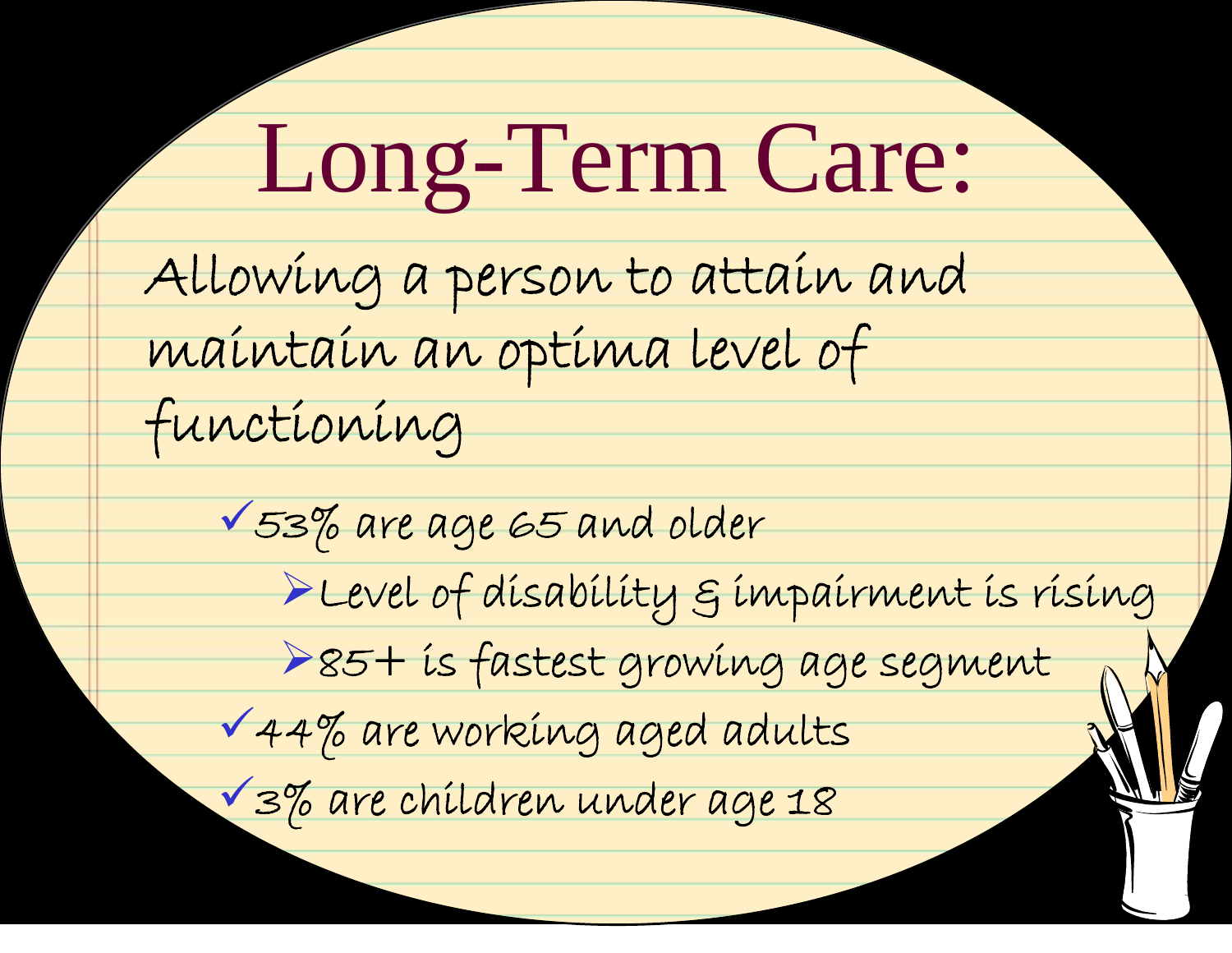# Long-Term Care:

Allowing a person to attain and maintain an optima level of functioning

- 53% are age 65 and older
  - Level of disability & impairment is rising
  - 85+ is fastest growing age segment
- 44% are working aged adults
- 3% are children under age 18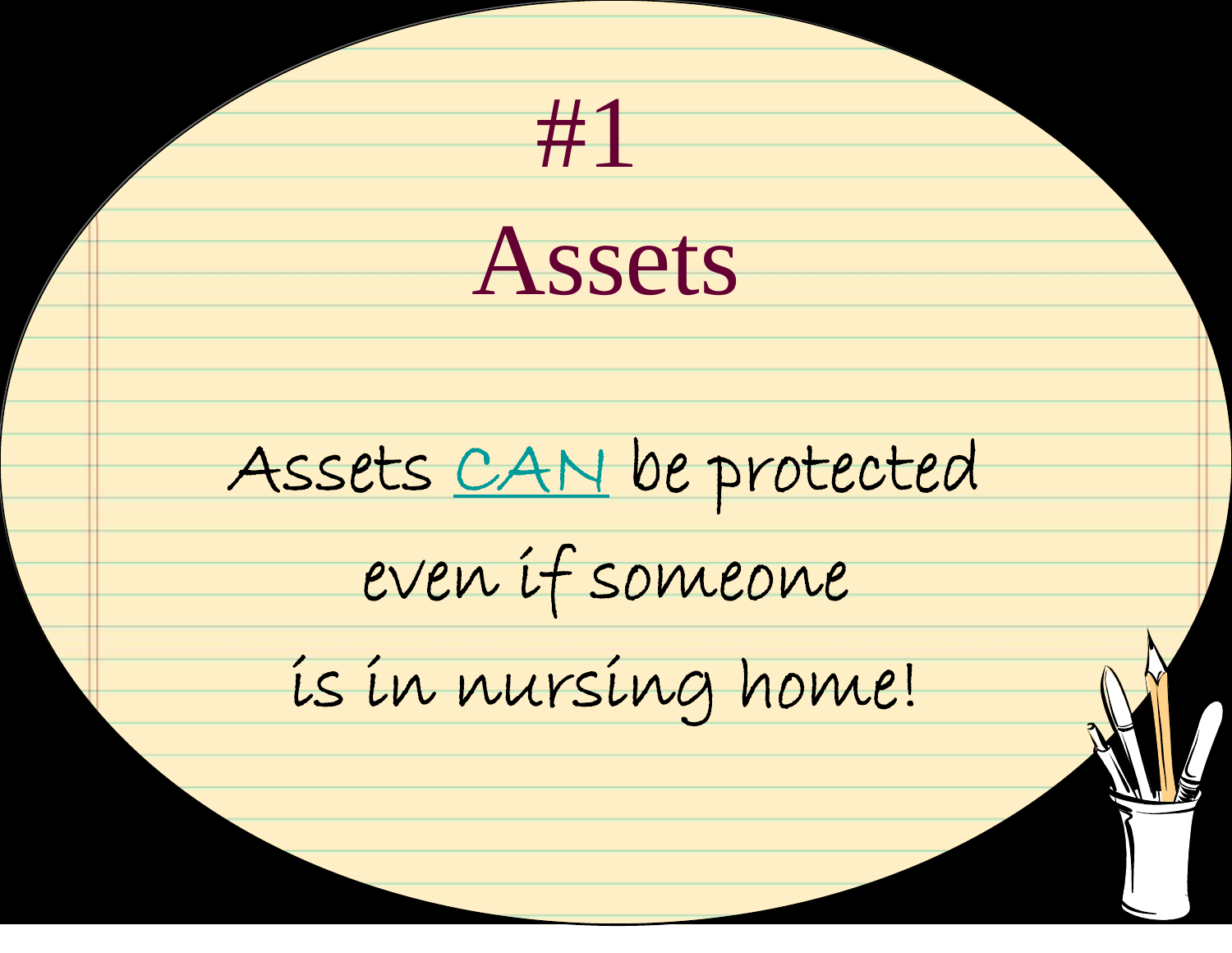# #1

# Assets

Assets <u>CAN</u> be protected
even if someone
is in nursing home!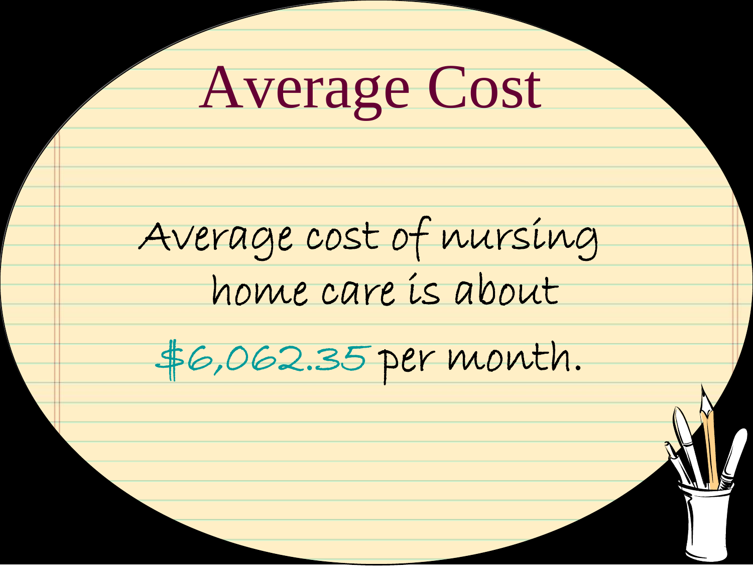# Average Cost

Average cost of nursing home care is about $6,062.35 per month.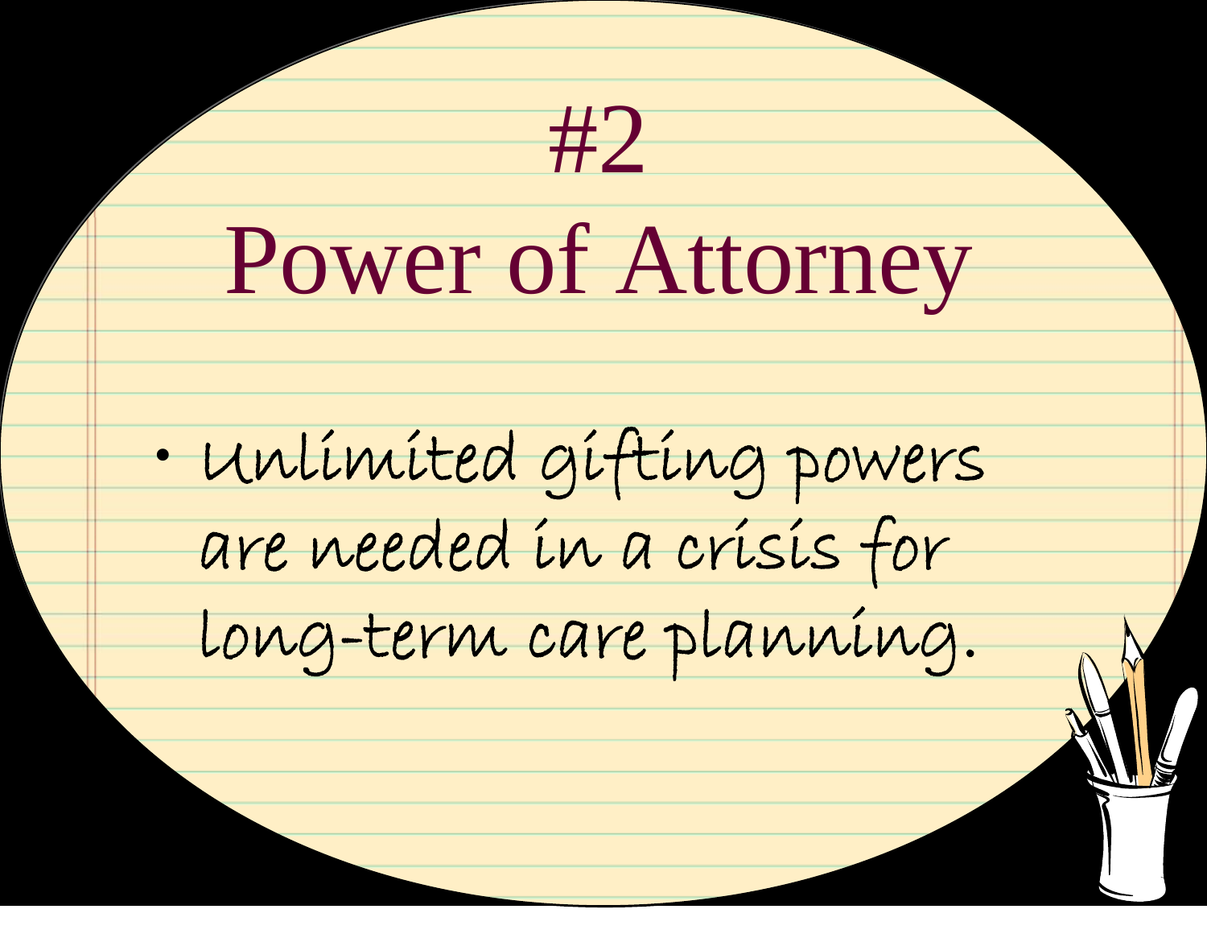# #2
# Power of Attorney

- Unlimited gifting powers are needed in a crisis for long-term care planning.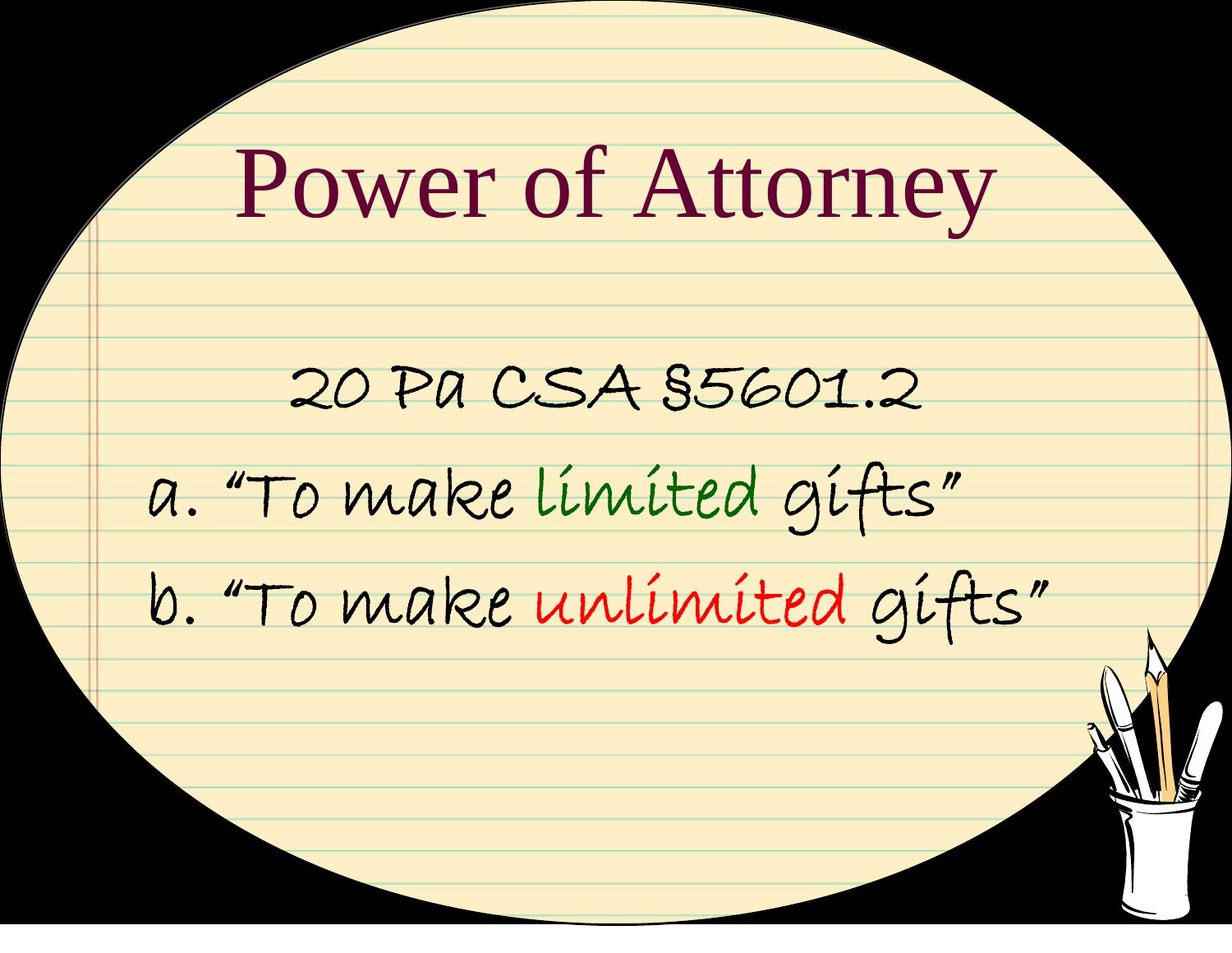# Power of Attorney

20 Pa CSA §5601.2

a. "To make limited gifts"

b. "To make unlimited gifts"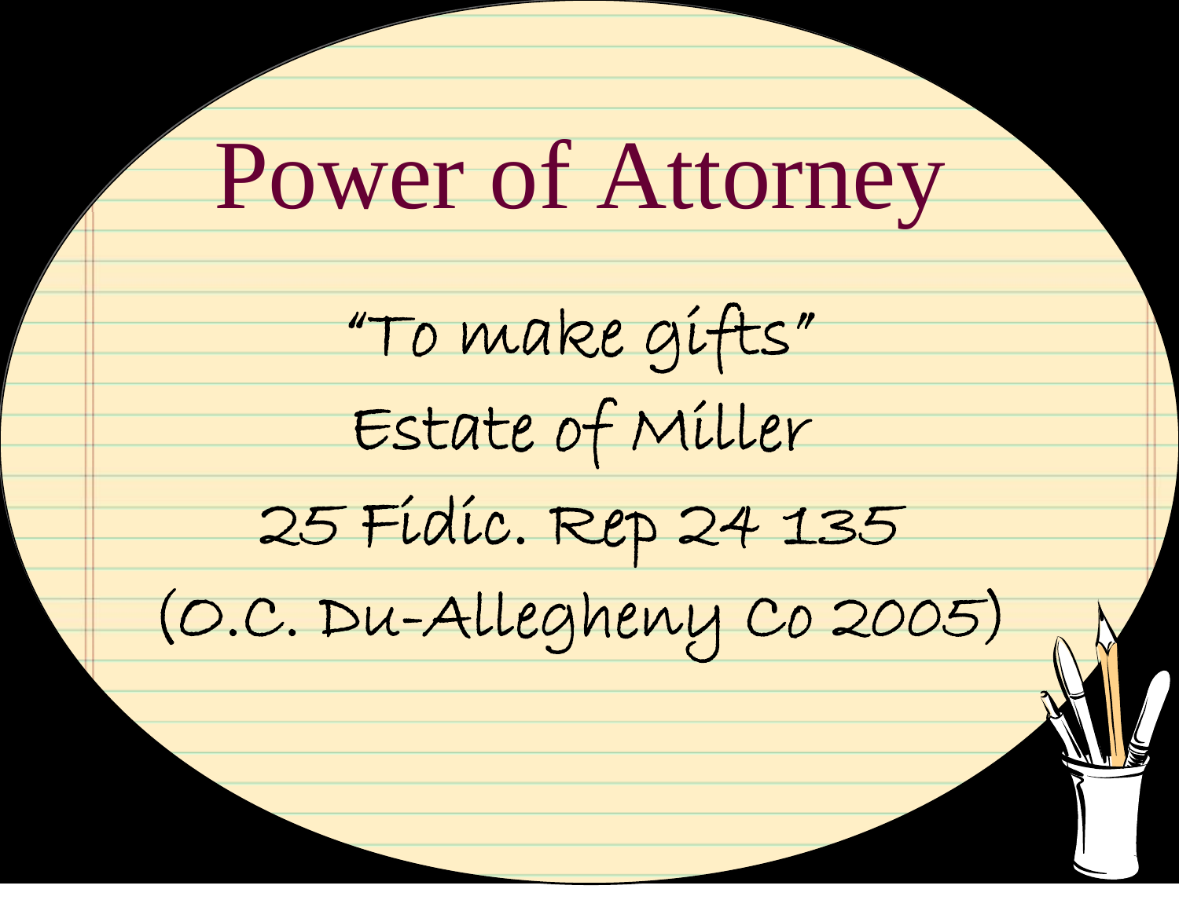# Power of Attorney

"To make gifts"

Estate of Miller

25 Fidic. Rep 2d 135

(O.C. Du-Allegheny Co 2005)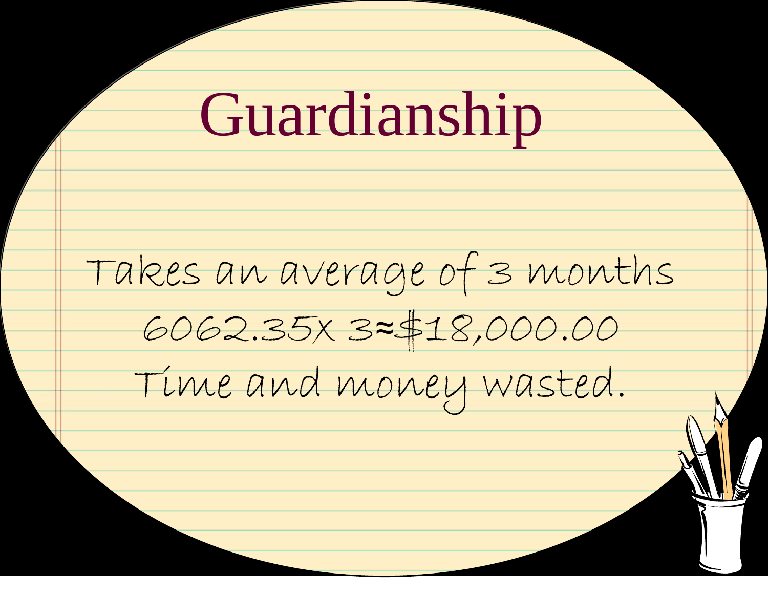# Guardianship

Takes an average of 3 months

6062.35x 3≈$18,000.00

Time and money wasted.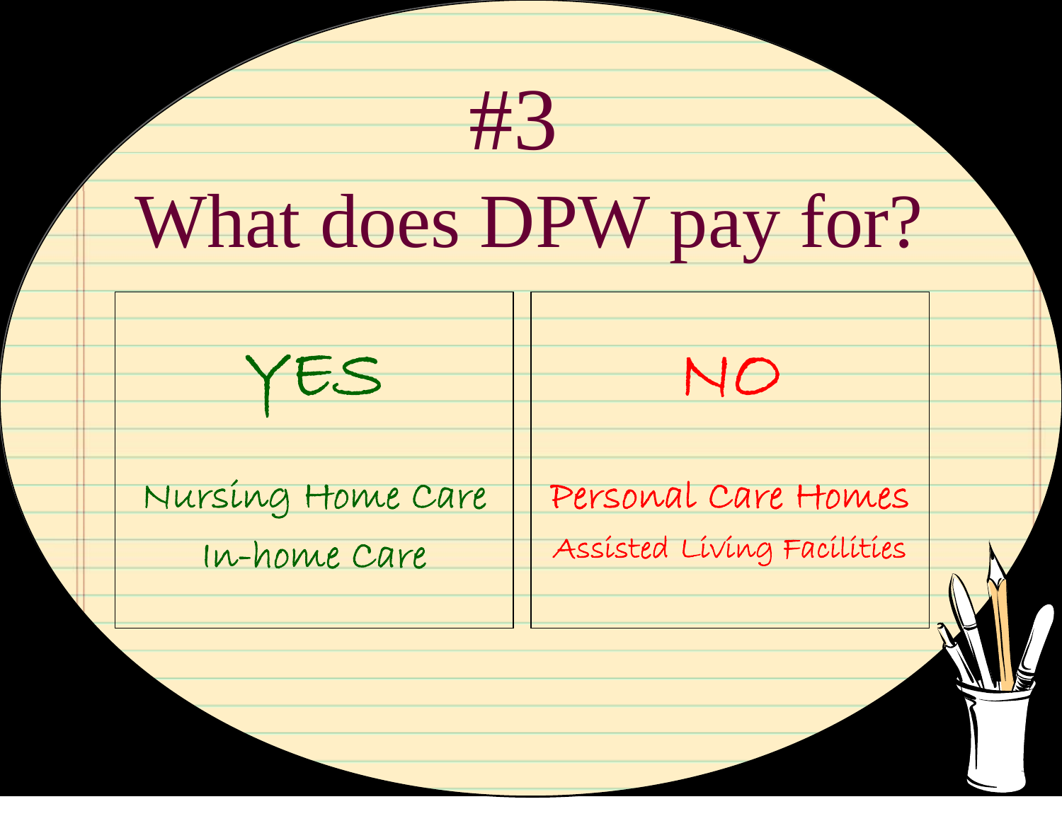# #3

# What does DPW pay for?

| YES | NO |
| --- | --- |
| Nursing Home Care | Personal Care Homes |
| In-home Care | Assisted Living Facilities |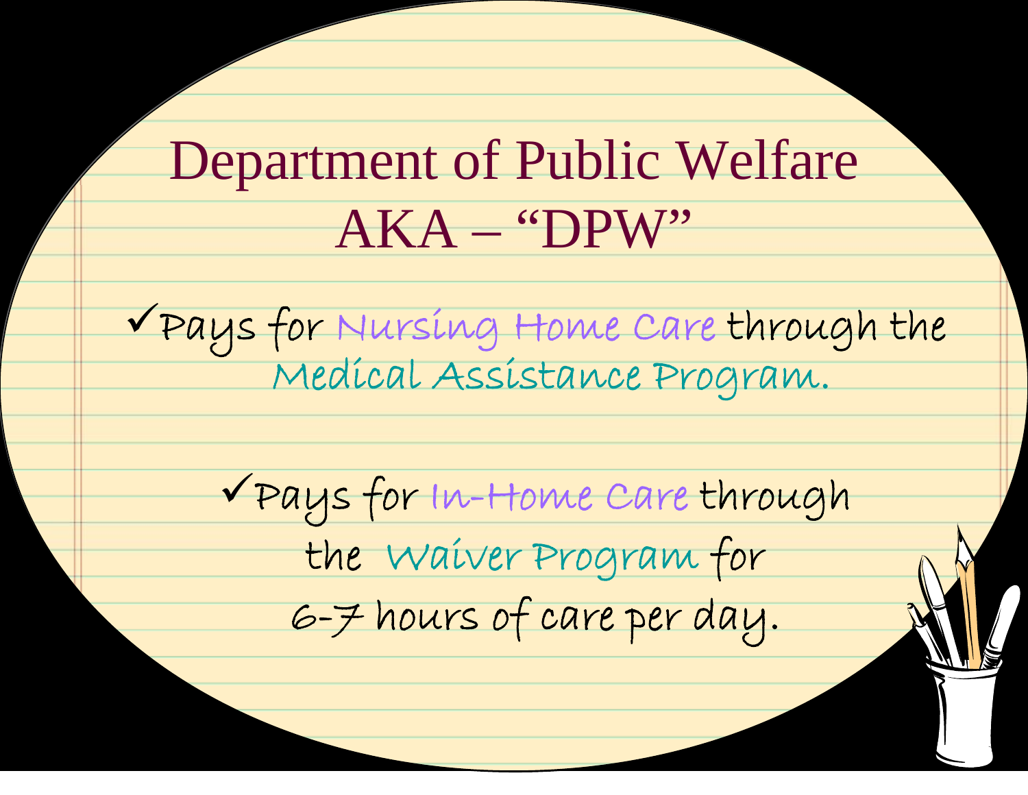# Department of Public Welfare
# AKA – "DPW"

- ✓Pays for Nursing Home Care through the Medical Assistance Program.

- ✓Pays for In-Home Care through the Waiver Program for 6-7 hours of care per day.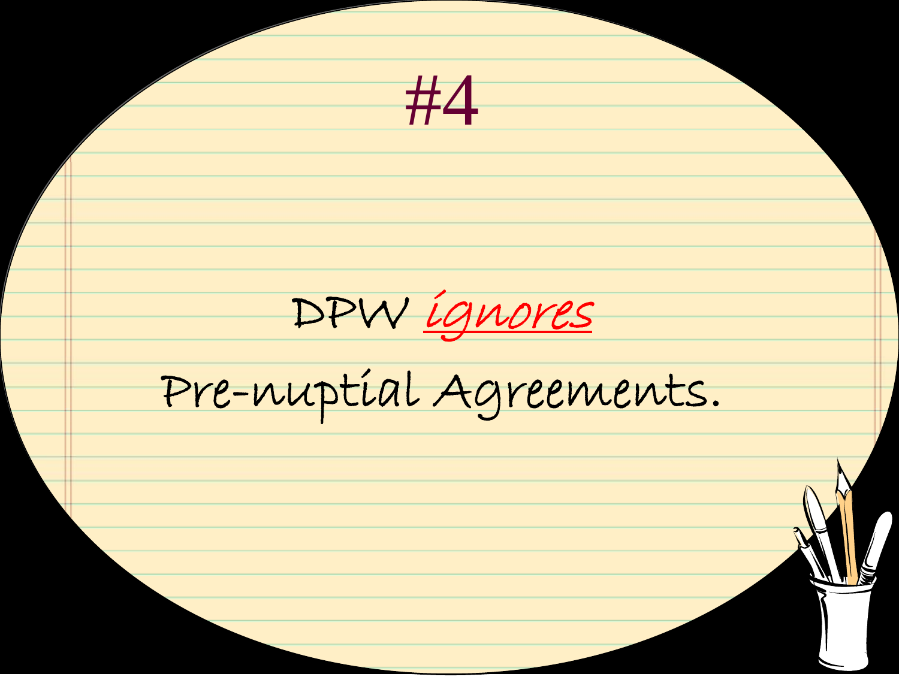# #4

DPW *ignores*

Pre-nuptial Agreements.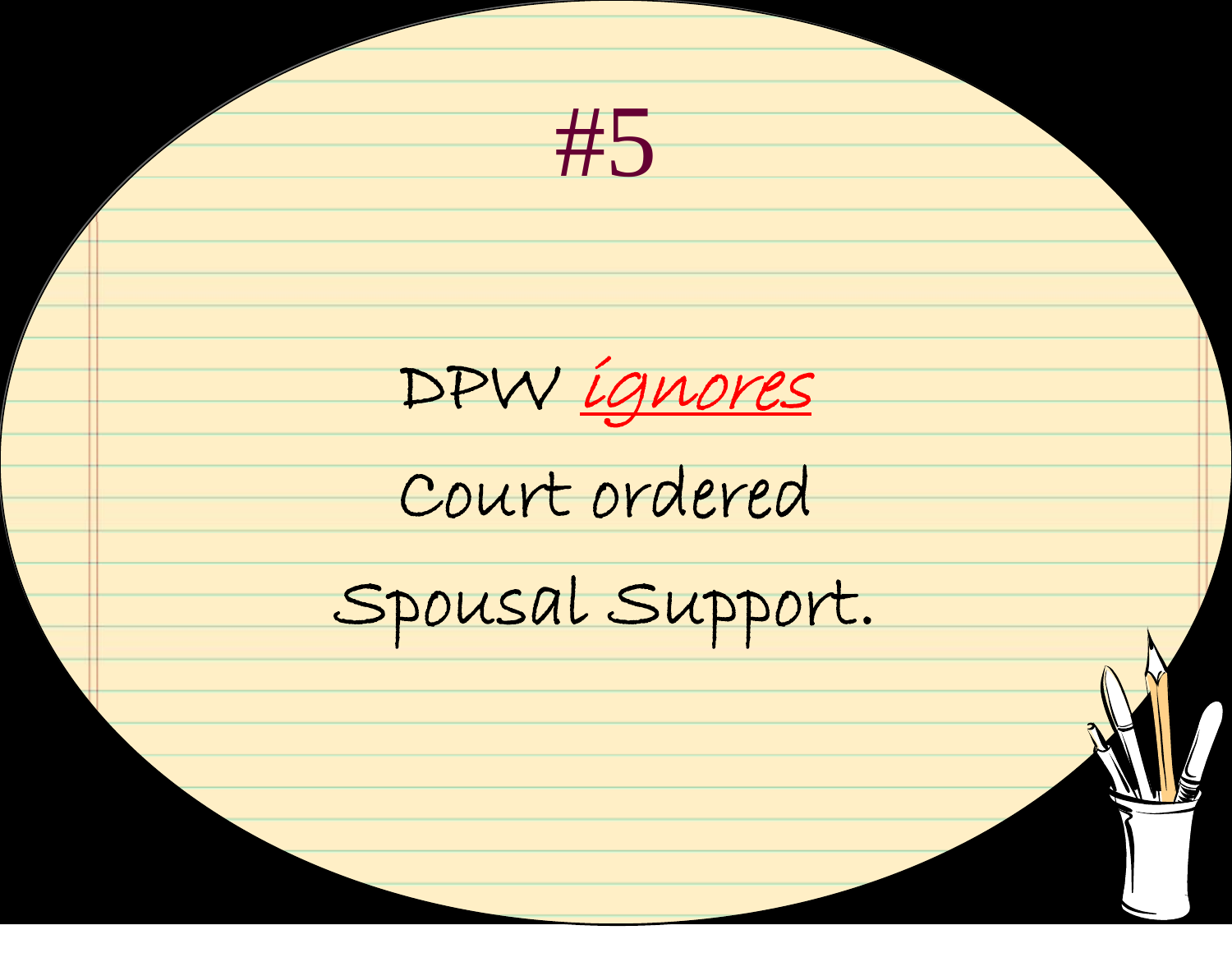# #5

DPW *ignores*

Court ordered

Spousal Support.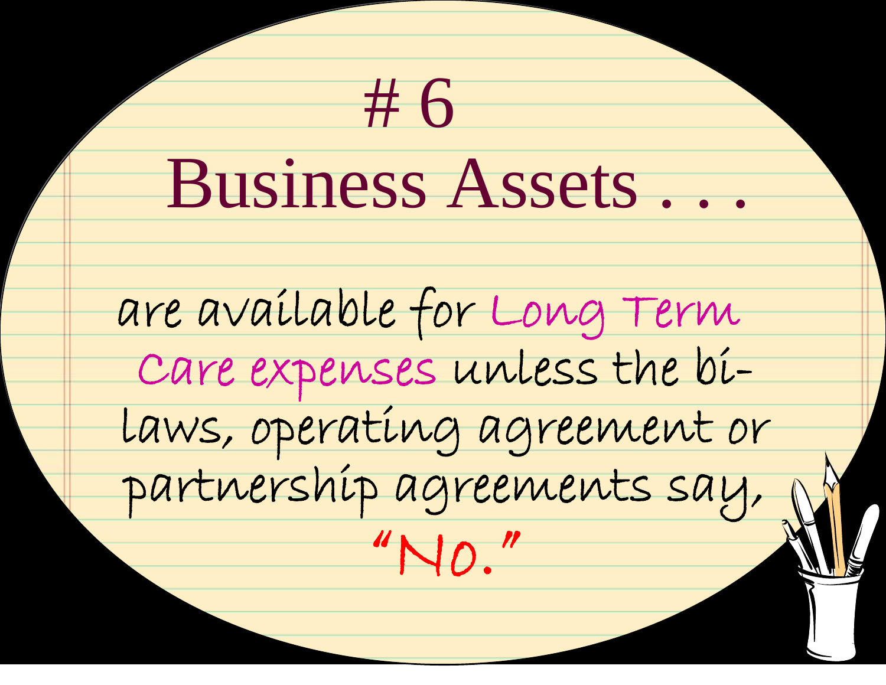# # 6

# Business Assets . . .

are available for Long Term Care expenses unless the bi-laws, operating agreement or partnership agreements say, "No."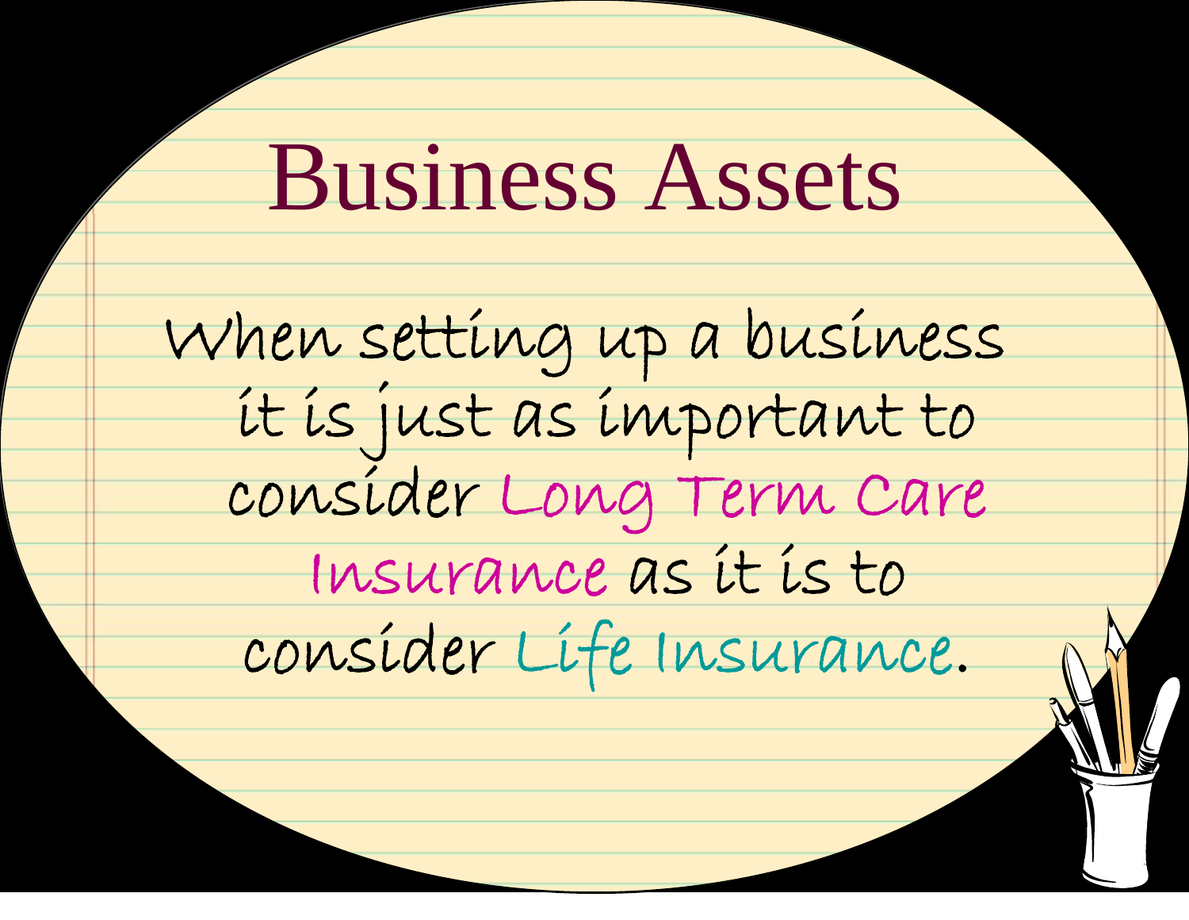# Business Assets

When setting up a business it is just as important to consider Long Term Care Insurance as it is to consider Life Insurance.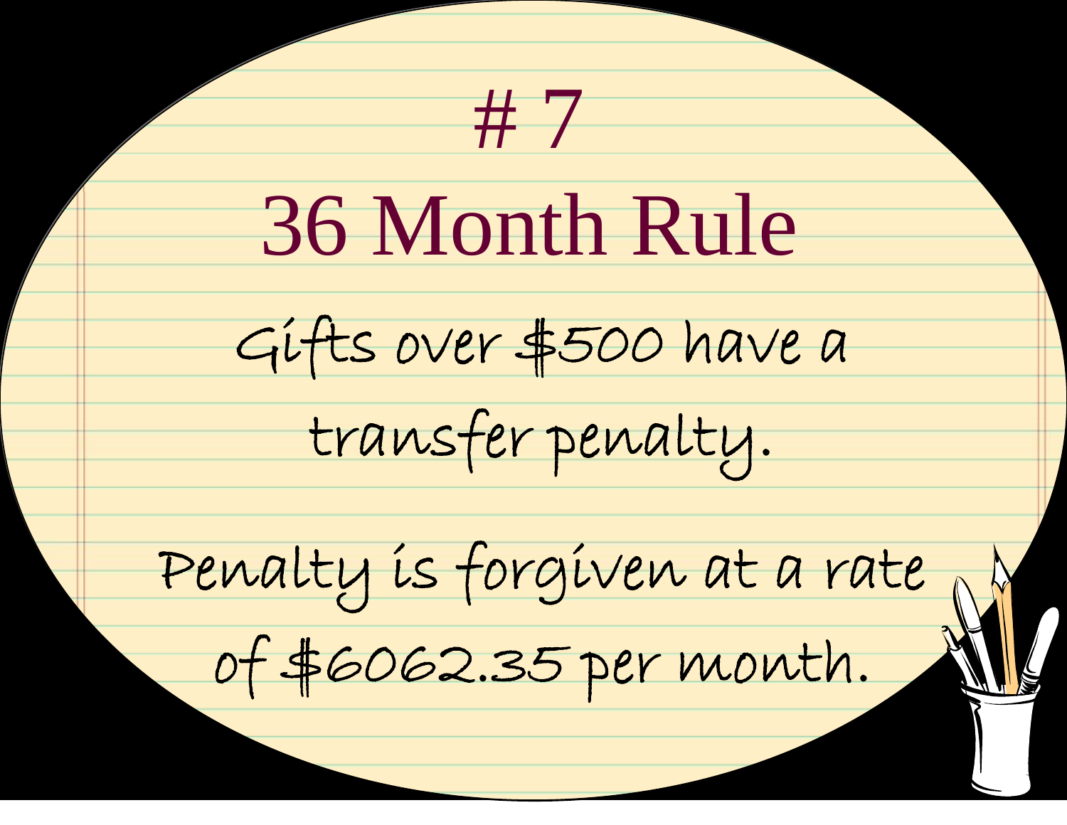# # 7

# 36 Month Rule

Gifts over $500 have a transfer penalty.

Penalty is forgiven at a rate of $6062.35 per month.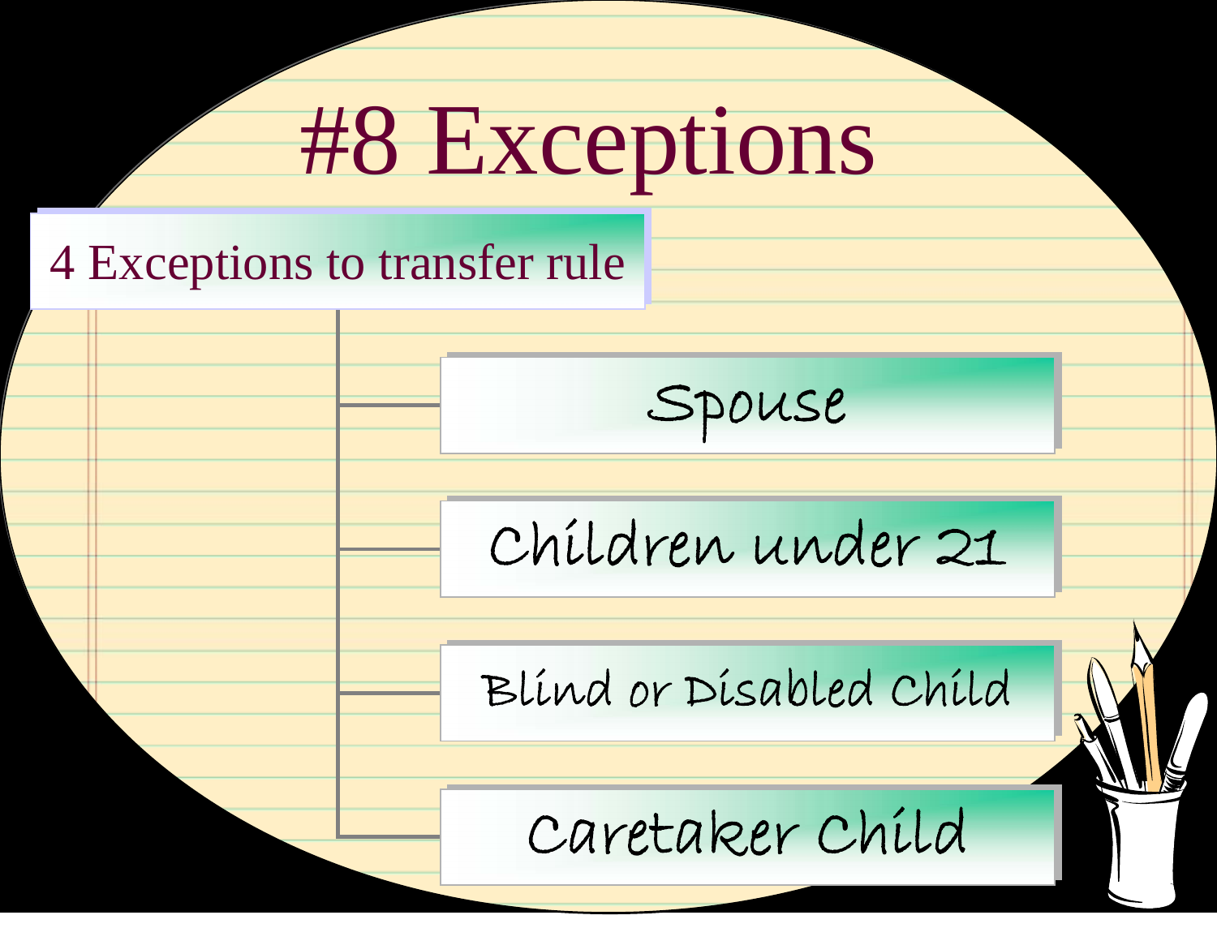# #8 Exceptions

## 4 Exceptions to transfer rule

- Spouse
- Children under 21
- Blind or Disabled Child
- Caretaker Child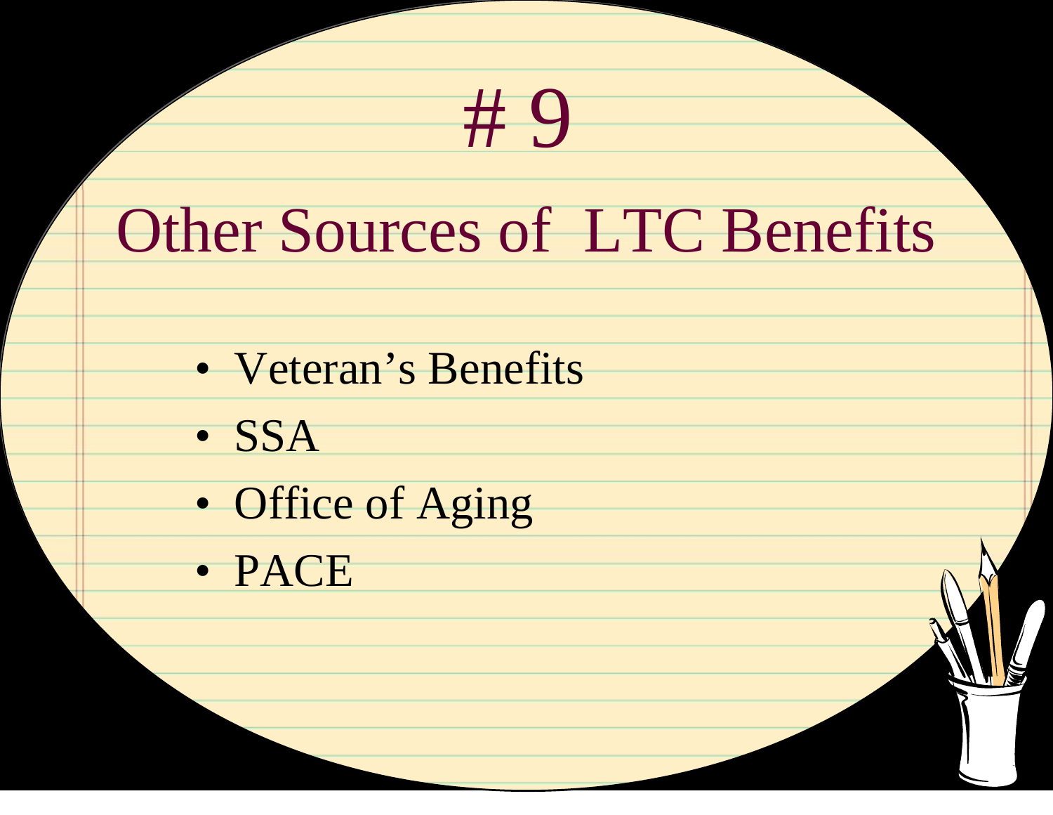# # 9

## Other Sources of LTC Benefits

- Veteran's Benefits
- SSA
- Office of Aging
- PACE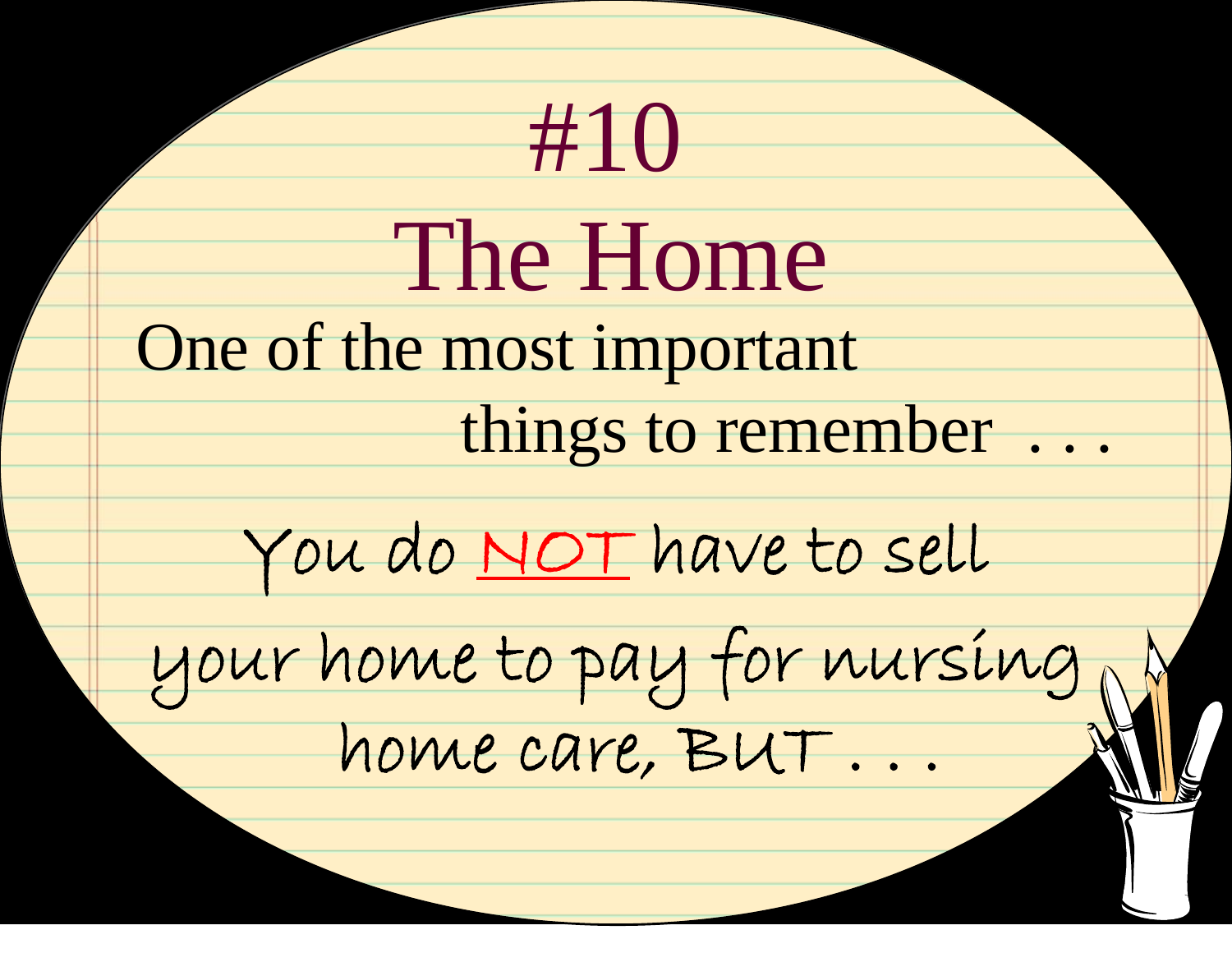# #10
# The Home

One of the most important things to remember . . .

You do **<u>NOT</u>** have to sell your home to pay for nursing home care, BUT . . .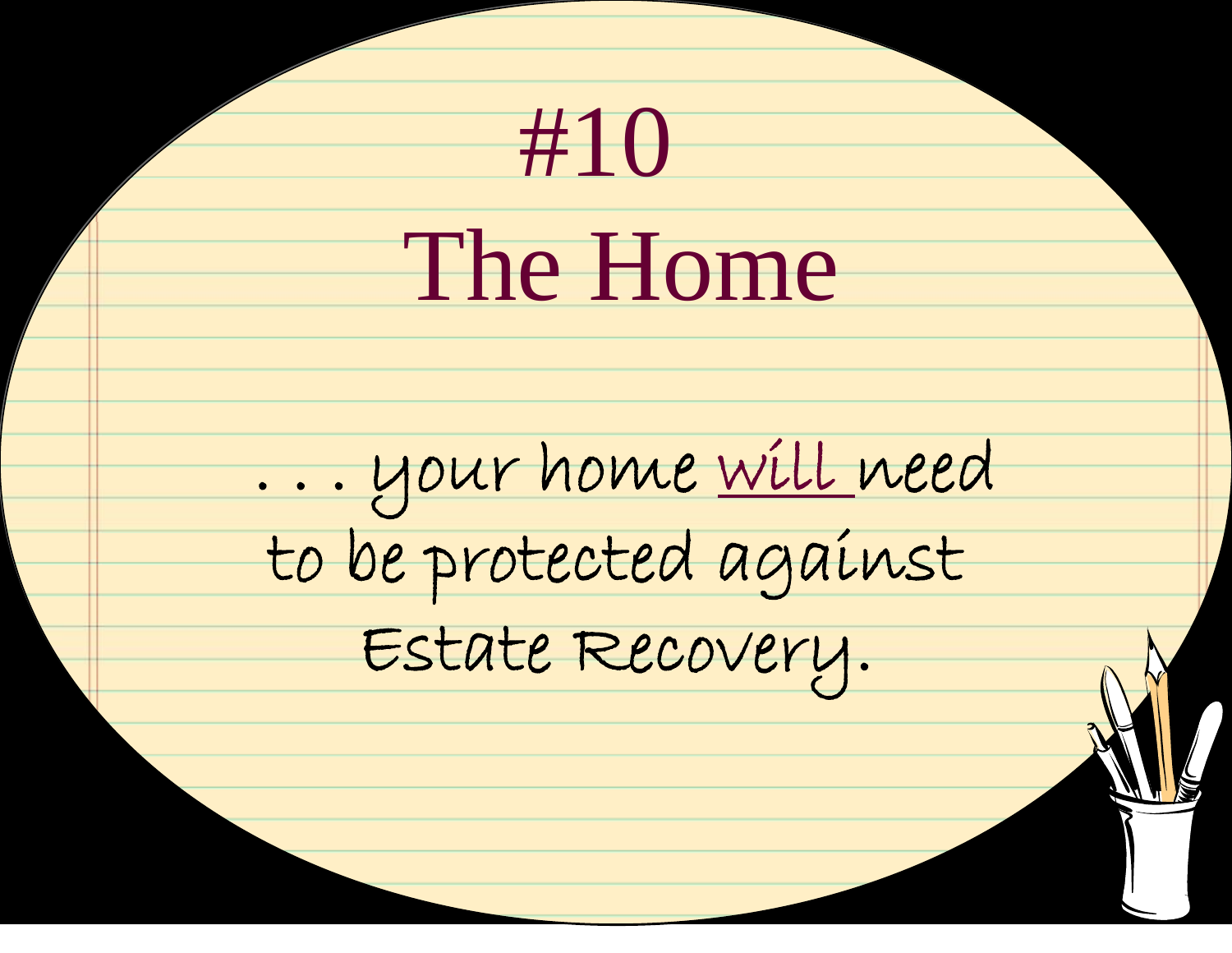# #10

# The Home

. . . your home <u>will </u>need to be protected against Estate Recovery.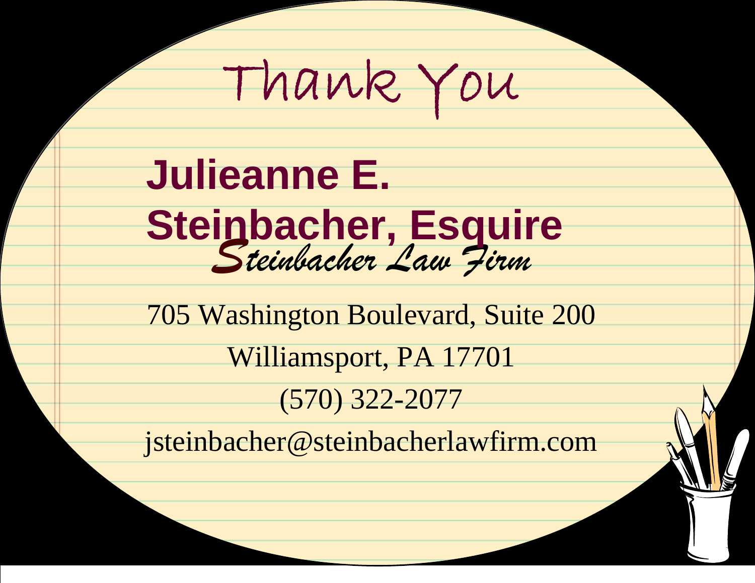# Thank You

**Julieanne E. Steinbacher, Esquire**

*Steinbacher Law Firm*

705 Washington Boulevard, Suite 200

Williamsport, PA 17701

(570) 322-2077

jsteinbacher@steinbacherlawfirm.com